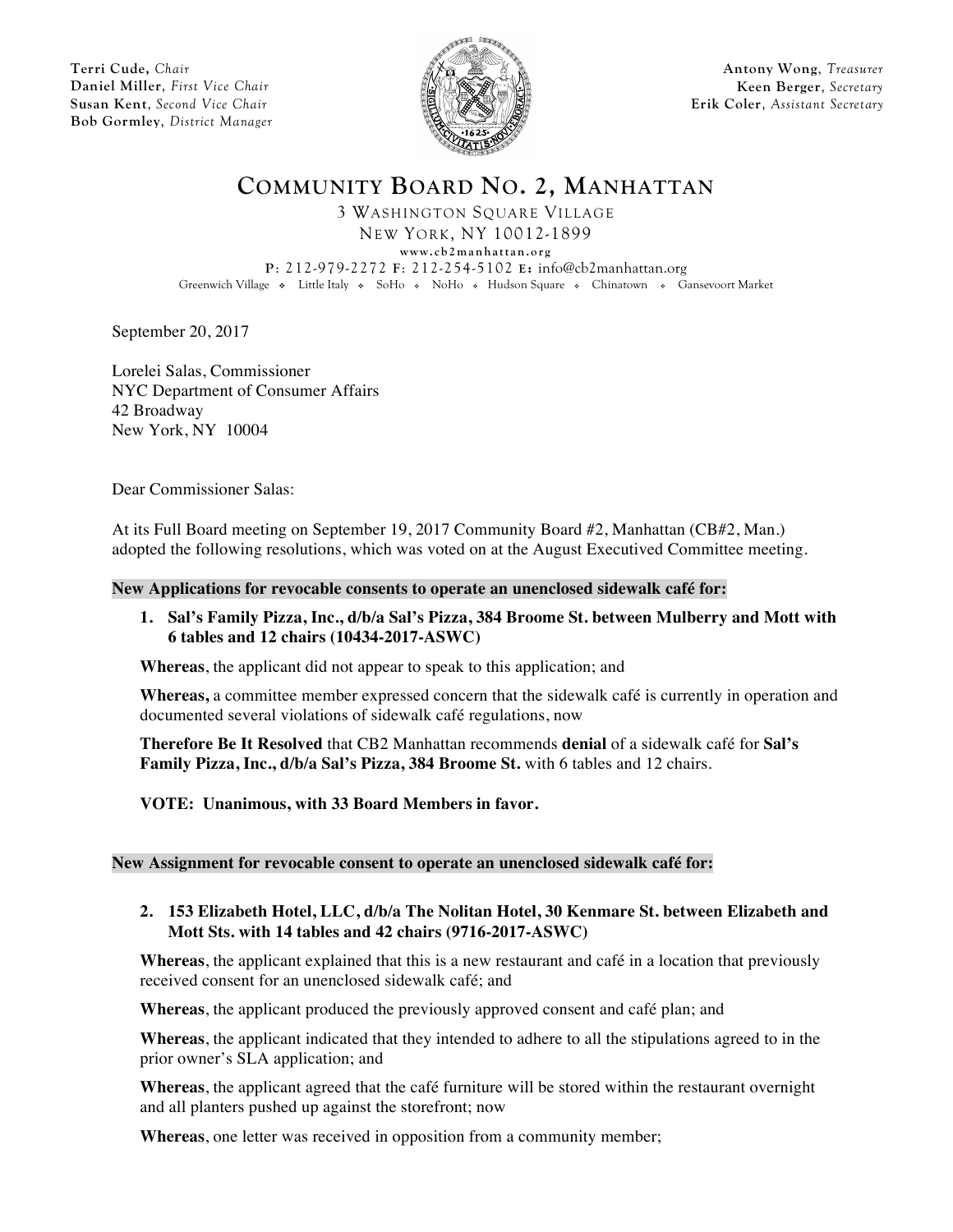**Terri Cude,** *Chair*
**Daniel Miller**, *First Vice Chair*
**Susan Kent**, *Second Vice Chair*
**Bob Gormley**, *District Manager*

**Antony Wong**, *Treasurer*
**Keen Berger**, *Secretary*
**Erik Coler**, *Assistant Secretary*

# COMMUNITY BOARD NO. 2, MANHATTAN

3 WASHINGTON SQUARE VILLAGE
NEW YORK, NY 10012-1899
www.cb2manhattan.org
P: 212-979-2272 F: 212-254-5102 E: info@cb2manhattan.org
Greenwich Village ❖ Little Italy ❖ SoHo ❖ NoHo ❖ Hudson Square ❖ Chinatown ❖ Gansevoort Market

September 20, 2017

Lorelei Salas, Commissioner
NYC Department of Consumer Affairs
42 Broadway
New York, NY 10004

Dear Commissioner Salas:

At its Full Board meeting on September 19, 2017 Community Board #2, Manhattan (CB#2, Man.) adopted the following resolutions, which was voted on at the August Executived Committee meeting.

**New Applications for revocable consents to operate an unenclosed sidewalk café for:**

1. **Sal's Family Pizza, Inc., d/b/a Sal's Pizza, 384 Broome St. between Mulberry and Mott with 6 tables and 12 chairs (10434-2017-ASWC)**

**Whereas**, the applicant did not appear to speak to this application; and

**Whereas,** a committee member expressed concern that the sidewalk café is currently in operation and documented several violations of sidewalk café regulations, now

**Therefore Be It Resolved** that CB2 Manhattan recommends **denial** of a sidewalk café for **Sal's Family Pizza, Inc., d/b/a Sal's Pizza, 384 Broome St.** with 6 tables and 12 chairs.

**VOTE: Unanimous, with 33 Board Members in favor.**

**New Assignment for revocable consent to operate an unenclosed sidewalk café for:**

2. **153 Elizabeth Hotel, LLC, d/b/a The Nolitan Hotel, 30 Kenmare St. between Elizabeth and Mott Sts. with 14 tables and 42 chairs (9716-2017-ASWC)**

**Whereas**, the applicant explained that this is a new restaurant and café in a location that previously received consent for an unenclosed sidewalk café; and

**Whereas**, the applicant produced the previously approved consent and café plan; and

**Whereas**, the applicant indicated that they intended to adhere to all the stipulations agreed to in the prior owner's SLA application; and

**Whereas**, the applicant agreed that the café furniture will be stored within the restaurant overnight and all planters pushed up against the storefront; now

**Whereas**, one letter was received in opposition from a community member;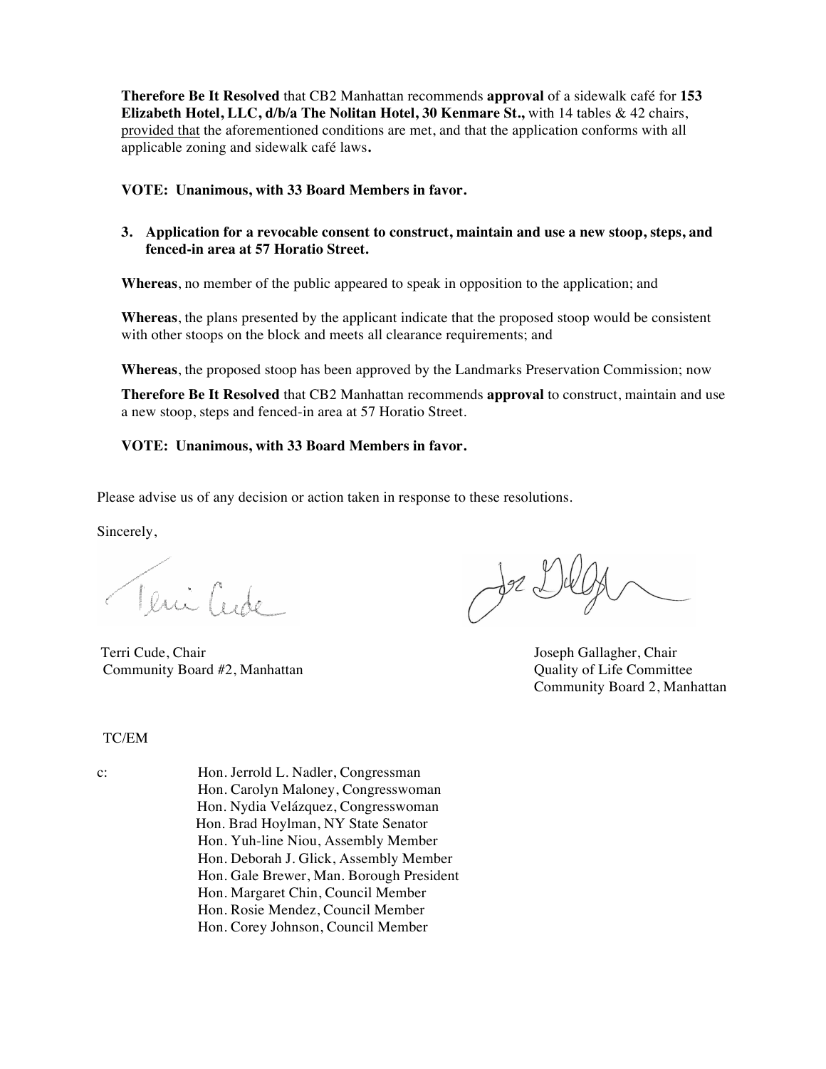**Therefore Be It Resolved** that CB2 Manhattan recommends **approval** of a sidewalk café for **153 Elizabeth Hotel, LLC, d/b/a The Nolitan Hotel, 30 Kenmare St.,** with 14 tables & 42 chairs, provided that the aforementioned conditions are met, and that the application conforms with all applicable zoning and sidewalk café laws**.**

**VOTE: Unanimous, with 33 Board Members in favor.**

**3. Application for a revocable consent to construct, maintain and use a new stoop, steps, and fenced-in area at 57 Horatio Street.**

**Whereas**, no member of the public appeared to speak in opposition to the application; and

**Whereas**, the plans presented by the applicant indicate that the proposed stoop would be consistent with other stoops on the block and meets all clearance requirements; and

**Whereas**, the proposed stoop has been approved by the Landmarks Preservation Commission; now

**Therefore Be It Resolved** that CB2 Manhattan recommends **approval** to construct, maintain and use a new stoop, steps and fenced-in area at 57 Horatio Street.

**VOTE: Unanimous, with 33 Board Members in favor.**

Please advise us of any decision or action taken in response to these resolutions.

Sincerely,

Terri Cude, Chair
Community Board #2, Manhattan

Joseph Gallagher, Chair
Quality of Life Committee
Community Board 2, Manhattan

TC/EM

c:
Hon. Jerrold L. Nadler, Congressman
Hon. Carolyn Maloney, Congresswoman
Hon. Nydia Velázquez, Congresswoman
Hon. Brad Hoylman, NY State Senator
Hon. Yuh-line Niou, Assembly Member
Hon. Deborah J. Glick, Assembly Member
Hon. Gale Brewer, Man. Borough President
Hon. Margaret Chin, Council Member
Hon. Rosie Mendez, Council Member
Hon. Corey Johnson, Council Member